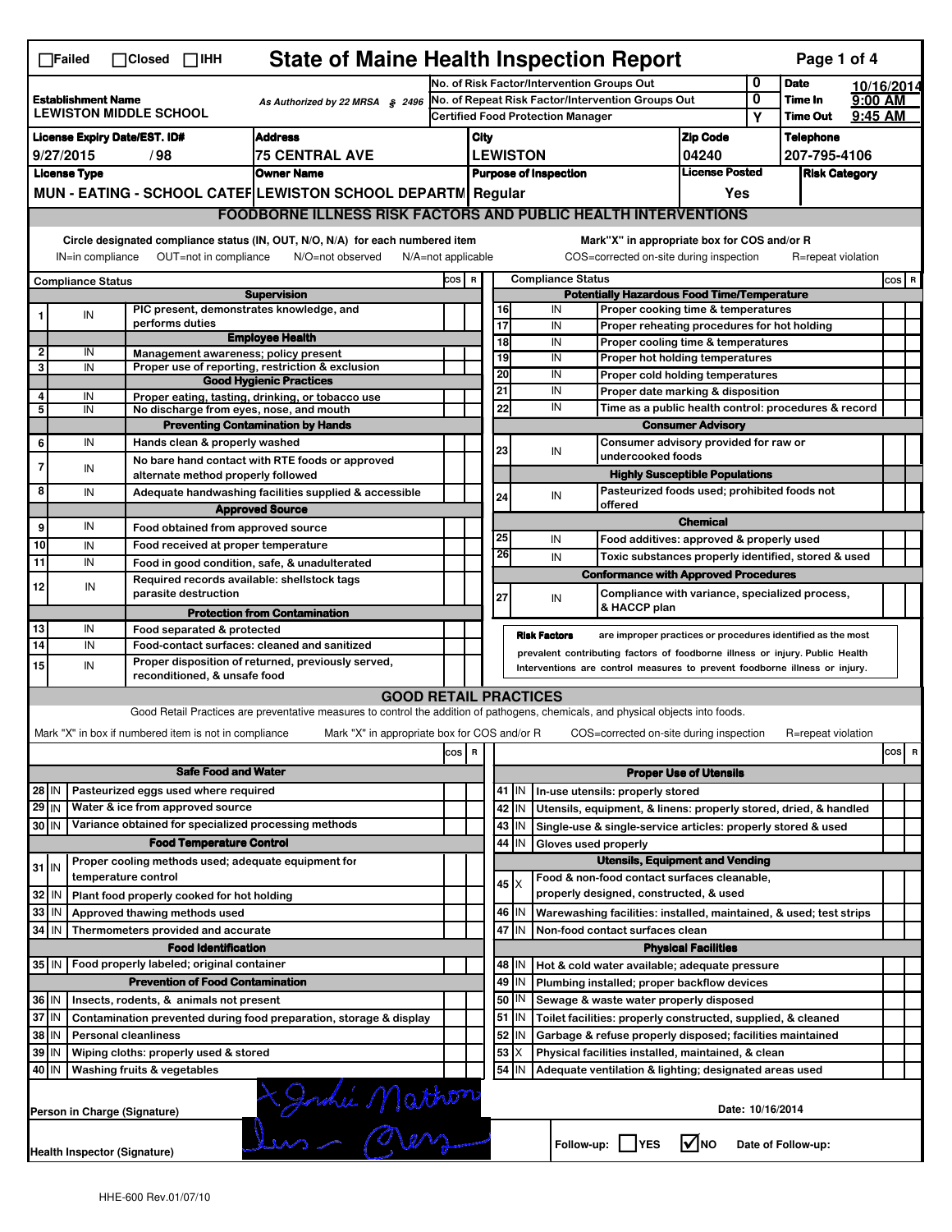☐Failed ☐Closed ☐IHH

# State of Maine Health Inspection Report

| | | | |
|---|---|---|---|
| **Establishment Name** LEWISTON MIDDLE SCHOOL | As Authorized by 22 MRSA § 2496 | No. of Risk Factor/Intervention Groups Out: 0 | **Date** 10/16/2014 |
| | | No. of Repeat Risk Factor/Intervention Groups Out: 0 | **Time In** 9:00 AM |
| | | Certified Food Protection Manager: Y | **Time Out** 9:45 AM |

| License Expiry Date/EST. ID# | Address | City | Zip Code | Telephone |
|---|---|---|---|---|
| 9/27/2015 / 98 | 75 CENTRAL AVE | LEWISTON | 04240 | 207-795-4106 |

| License Type | Owner Name | Purpose of Inspection | License Posted | Risk Category |
|---|---|---|---|---|
| MUN - EATING - SCHOOL CATEF | LEWISTON SCHOOL DEPARTM | Regular | Yes | |

## FOODBORNE ILLNESS RISK FACTORS AND PUBLIC HEALTH INTERVENTIONS

Circle designated compliance status (IN, OUT, N/O, N/A) for each numbered item — IN=in compliance OUT=not in compliance N/O=not observed N/A=not applicable

Mark"X" in appropriate box for COS and/or R — COS=corrected on-site during inspection R=repeat violation

| # | Compliance Status | Item | COS | R |
|---|---|---|---|---|
| | | **Supervision** | | |
| 1 | IN | PIC present, demonstrates knowledge, and performs duties | | |
| | | **Employee Health** | | |
| 2 | IN | Management awareness; policy present | | |
| 3 | IN | Proper use of reporting, restriction & exclusion | | |
| | | **Good Hygienic Practices** | | |
| 4 | IN | Proper eating, tasting, drinking, or tobacco use | | |
| 5 | IN | No discharge from eyes, nose, and mouth | | |
| | | **Preventing Contamination by Hands** | | |
| 6 | IN | Hands clean & properly washed | | |
| 7 | IN | No bare hand contact with RTE foods or approved alternate method properly followed | | |
| 8 | IN | Adequate handwashing facilities supplied & accessible | | |
| | | **Approved Source** | | |
| 9 | IN | Food obtained from approved source | | |
| 10 | IN | Food received at proper temperature | | |
| 11 | IN | Food in good condition, safe, & unadulterated | | |
| 12 | IN | Required records available: shellstock tags parasite destruction | | |
| | | **Protection from Contamination** | | |
| 13 | IN | Food separated & protected | | |
| 14 | IN | Food-contact surfaces: cleaned and sanitized | | |
| 15 | IN | Proper disposition of returned, previously served, reconditioned, & unsafe food | | |
| | | **Potentially Hazardous Food Time/Temperature** | | |
| 16 | IN | Proper cooking time & temperatures | | |
| 17 | IN | Proper reheating procedures for hot holding | | |
| 18 | IN | Proper cooling time & temperatures | | |
| 19 | IN | Proper hot holding temperatures | | |
| 20 | IN | Proper cold holding temperatures | | |
| 21 | IN | Proper date marking & disposition | | |
| 22 | IN | Time as a public health control: procedures & record | | |
| | | **Consumer Advisory** | | |
| 23 | IN | Consumer advisory provided for raw or undercooked foods | | |
| | | **Highly Susceptible Populations** | | |
| 24 | IN | Pasteurized foods used; prohibited foods not offered | | |
| | | **Chemical** | | |
| 25 | IN | Food additives: approved & properly used | | |
| 26 | IN | Toxic substances properly identified, stored & used | | |
| | | **Conformance with Approved Procedures** | | |
| 27 | IN | Compliance with variance, specialized process, & HACCP plan | | |

**Risk Factors** are improper practices or procedures identified as the most prevalent contributing factors of foodborne illness or injury. Public Health Interventions are control measures to prevent foodborne illness or injury.

## GOOD RETAIL PRACTICES

Good Retail Practices are preventative measures to control the addition of pathogens, chemicals, and physical objects into foods.

Mark "X" in box if numbered item is not in compliance — Mark "X" in appropriate box for COS and/or R — COS=corrected on-site during inspection R=repeat violation

| # | Status | Item | COS | R |
|---|---|---|---|---|
| | | **Safe Food and Water** | | |
| 28 | IN | Pasteurized eggs used where required | | |
| 29 | IN | Water & ice from approved source | | |
| 30 | IN | Variance obtained for specialized processing methods | | |
| | | **Food Temperature Control** | | |
| 31 | IN | Proper cooling methods used; adequate equipment for temperature control | | |
| 32 | IN | Plant food properly cooked for hot holding | | |
| 33 | IN | Approved thawing methods used | | |
| 34 | IN | Thermometers provided and accurate | | |
| | | **Food Identification** | | |
| 35 | IN | Food properly labeled; original container | | |
| | | **Prevention of Food Contamination** | | |
| 36 | IN | Insects, rodents, & animals not present | | |
| 37 | IN | Contamination prevented during food preparation, storage & display | | |
| 38 | IN | Personal cleanliness | | |
| 39 | IN | Wiping cloths: properly used & stored | | |
| 40 | IN | Washing fruits & vegetables | | |
| | | **Proper Use of Utensils** | | |
| 41 | IN | In-use utensils: properly stored | | |
| 42 | IN | Utensils, equipment, & linens: properly stored, dried, & handled | | |
| 43 | IN | Single-use & single-service articles: properly stored & used | | |
| 44 | IN | Gloves used properly | | |
| | | **Utensils, Equipment and Vending** | | |
| 45 | X | Food & non-food contact surfaces cleanable, properly designed, constructed, & used | | |
| 46 | IN | Warewashing facilities: installed, maintained, & used; test strips | | |
| 47 | IN | Non-food contact surfaces clean | | |
| | | **Physical Facilities** | | |
| 48 | IN | Hot & cold water available; adequate pressure | | |
| 49 | IN | Plumbing installed; proper backflow devices | | |
| 50 | IN | Sewage & waste water properly disposed | | |
| 51 | IN | Toilet facilities: properly constructed, supplied, & cleaned | | |
| 52 | IN | Garbage & refuse properly disposed; facilities maintained | | |
| 53 | X | Physical facilities installed, maintained, & clean | | |
| 54 | IN | Adequate ventilation & lighting; designated areas used | | |

Person in Charge (Signature): [signature] Date: 10/16/2014

Health Inspector (Signature): [signature] Follow-up: ☐YES ☑NO Date of Follow-up:

HHE-600 Rev.01/07/10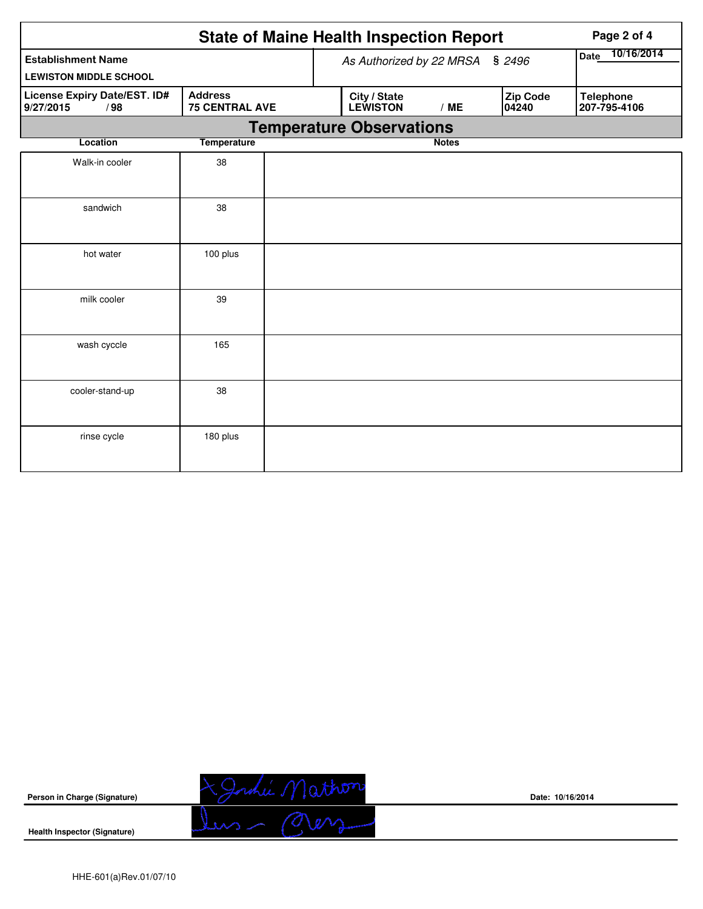# State of Maine Health Inspection Report

| Establishment Name | As Authorized by 22 MRSA § 2496 | Date 10/16/2014 |
|---|---|---|
| LEWISTON MIDDLE SCHOOL | | |

| License Expiry Date/EST. ID# | Address | City / State | Zip Code | Telephone |
|---|---|---|---|---|
| 9/27/2015 / 98 | 75 CENTRAL AVE | LEWISTON / ME | 04240 | 207-795-4106 |

## Temperature Observations

| Location | Temperature | Notes |
|---|---|---|
| Walk-in cooler | 38 | |
| sandwich | 38 | |
| hot water | 100 plus | |
| milk cooler | 39 | |
| wash cyccle | 165 | |
| cooler-stand-up | 38 | |
| rinse cycle | 180 plus | |

**Person in Charge (Signature)** X Joshi Mathon **Date: 10/16/2014**

**Health Inspector (Signature)**

HHE-601(a)Rev.01/07/10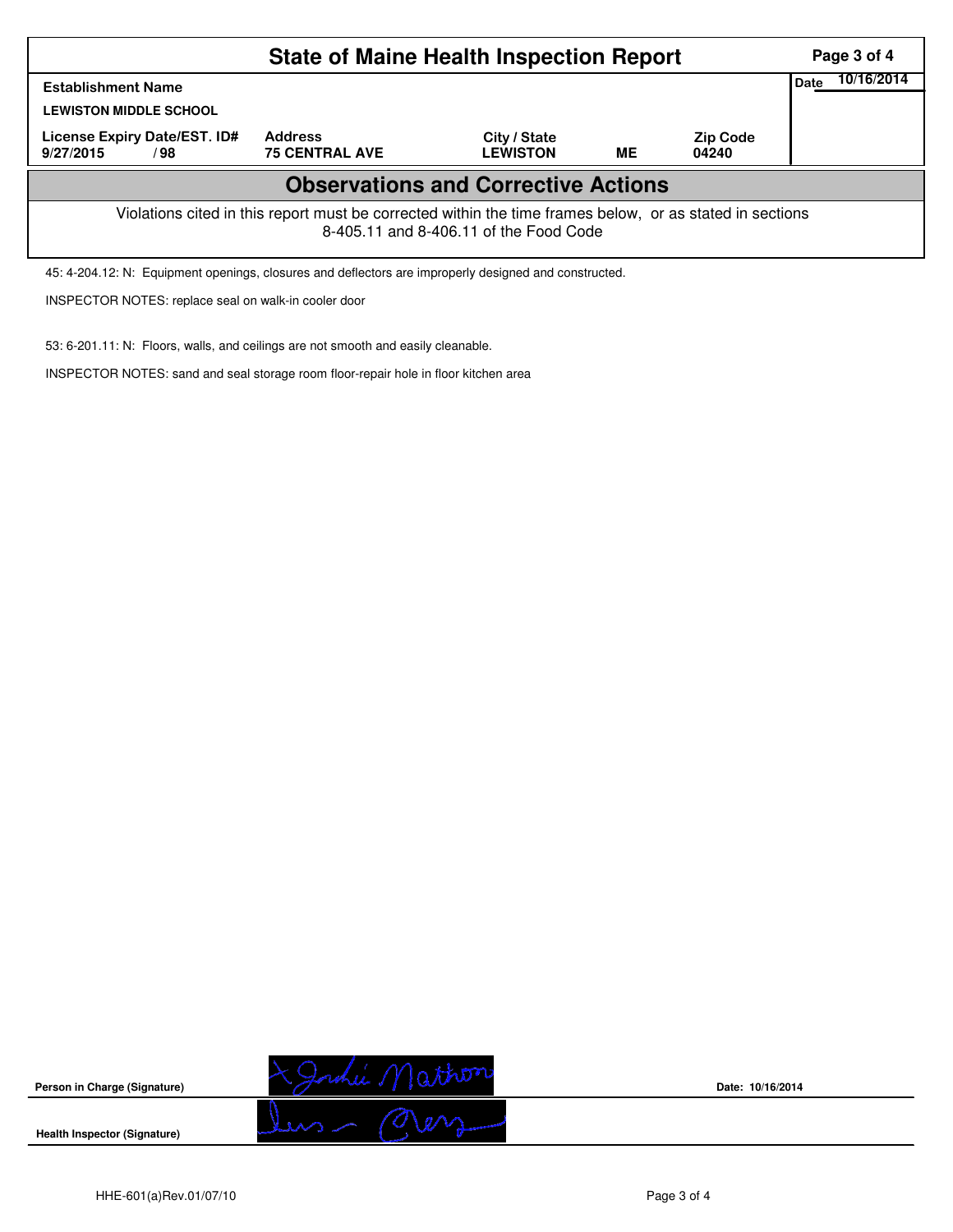# State of Maine Health Inspection Report

| Establishment Name | | | | | Date 10/16/2014 |
|---|---|---|---|---|---|
| LEWISTON MIDDLE SCHOOL | | | | | |
| License Expiry Date/EST. ID# | Address | City / State | | Zip Code | |
| 9/27/2015 / 98 | 75 CENTRAL AVE | LEWISTON | ME | 04240 | |

## Observations and Corrective Actions

Violations cited in this report must be corrected within the time frames below, or as stated in sections 8-405.11 and 8-406.11 of the Food Code

45: 4-204.12: N: Equipment openings, closures and deflectors are improperly designed and constructed.

INSPECTOR NOTES: replace seal on walk-in cooler door

53: 6-201.11: N: Floors, walls, and ceilings are not smooth and easily cleanable.

INSPECTOR NOTES: sand and seal storage room floor-repair hole in floor kitchen area

Person in Charge (Signature) ________________ Date: 10/16/2014

Health Inspector (Signature) ________________

HHE-601(a)Rev.01/07/10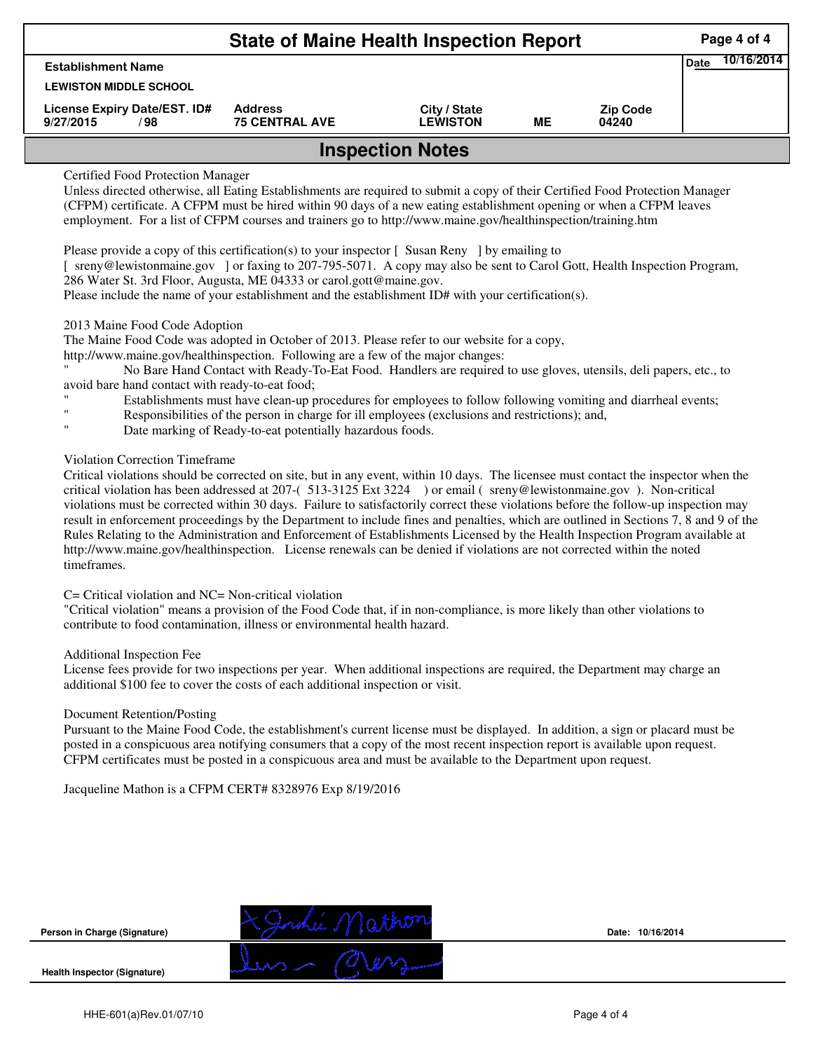# State of Maine Health Inspection Report

| Establishment Name | | | | | Date 10/16/2014 |
|---|---|---|---|---|---|
| LEWISTON MIDDLE SCHOOL | | | | | |
| License Expiry Date/EST. ID# | Address | City / State | | Zip Code | |
| 9/27/2015 / 98 | 75 CENTRAL AVE | LEWISTON | ME | 04240 | |

## Inspection Notes

Certified Food Protection Manager

Unless directed otherwise, all Eating Establishments are required to submit a copy of their Certified Food Protection Manager (CFPM) certificate. A CFPM must be hired within 90 days of a new eating establishment opening or when a CFPM leaves employment. For a list of CFPM courses and trainers go to http://www.maine.gov/healthinspection/training.htm

Please provide a copy of this certification(s) to your inspector [ Susan Reny ] by emailing to [ sreny@lewistonmaine.gov ] or faxing to 207-795-5071. A copy may also be sent to Carol Gott, Health Inspection Program, 286 Water St. 3rd Floor, Augusta, ME 04333 or carol.gott@maine.gov.
Please include the name of your establishment and the establishment ID# with your certification(s).

2013 Maine Food Code Adoption

The Maine Food Code was adopted in October of 2013. Please refer to our website for a copy, http://www.maine.gov/healthinspection. Following are a few of the major changes:

" No Bare Hand Contact with Ready-To-Eat Food. Handlers are required to use gloves, utensils, deli papers, etc., to avoid bare hand contact with ready-to-eat food;
" Establishments must have clean-up procedures for employees to follow following vomiting and diarrheal events;
" Responsibilities of the person in charge for ill employees (exclusions and restrictions); and,
" Date marking of Ready-to-eat potentially hazardous foods.

Violation Correction Timeframe

Critical violations should be corrected on site, but in any event, within 10 days. The licensee must contact the inspector when the critical violation has been addressed at 207-( 513-3125 Ext 3224 ) or email ( sreny@lewistonmaine.gov ). Non-critical violations must be corrected within 30 days. Failure to satisfactorily correct these violations before the follow-up inspection may result in enforcement proceedings by the Department to include fines and penalties, which are outlined in Sections 7, 8 and 9 of the Rules Relating to the Administration and Enforcement of Establishments Licensed by the Health Inspection Program available at http://www.maine.gov/healthinspection. License renewals can be denied if violations are not corrected within the noted timeframes.

C= Critical violation and NC= Non-critical violation

"Critical violation" means a provision of the Food Code that, if in non-compliance, is more likely than other violations to contribute to food contamination, illness or environmental health hazard.

Additional Inspection Fee

License fees provide for two inspections per year. When additional inspections are required, the Department may charge an additional $100 fee to cover the costs of each additional inspection or visit.

Document Retention/Posting

Pursuant to the Maine Food Code, the establishment's current license must be displayed. In addition, a sign or placard must be posted in a conspicuous area notifying consumers that a copy of the most recent inspection report is available upon request. CFPM certificates must be posted in a conspicuous area and must be available to the Department upon request.

Jacqueline Mathon is a CFPM CERT# 8328976 Exp 8/19/2016

Person in Charge (Signature) X Jackie Mathon Date: 10/16/2014

Health Inspector (Signature) Susan Reny

HHE-601(a)Rev.01/07/10